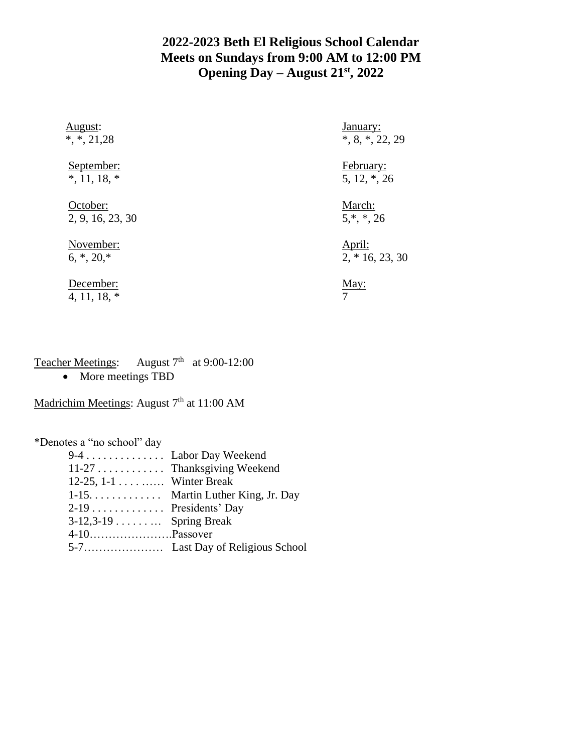# 2022-2023 Beth El Religious School Calendar
# Meets on Sundays from 9:00 AM to 12:00 PM
# Opening Day – August 21st, 2022

August:
*, *, 21,28

September:
*, 11, 18, *

October:
2, 9, 16, 23, 30

November:
6, *, 20,*

December:
4, 11, 18, *

January:
*, 8, *, 22, 29

February:
5, 12, *, 26

March:
5,*, *, 26

April:
2, * 16, 23, 30

May:
7

Teacher Meetings: August 7th at 9:00-12:00

- More meetings TBD

Madrichim Meetings: August 7th at 11:00 AM

*Denotes a "no school" day

9-4 . . . . . . . . . . . . . . Labor Day Weekend
11-27 . . . . . . . . . . . . Thanksgiving Weekend
12-25, 1-1 . . . . ...... Winter Break
1-15. . . . . . . . . . . . . Martin Luther King, Jr. Day
2-19 . . . . . . . . . . . . . Presidents' Day
3-12,3-19 . . . . . . . .. Spring Break
4-10…………………Passover
5-7………………… Last Day of Religious School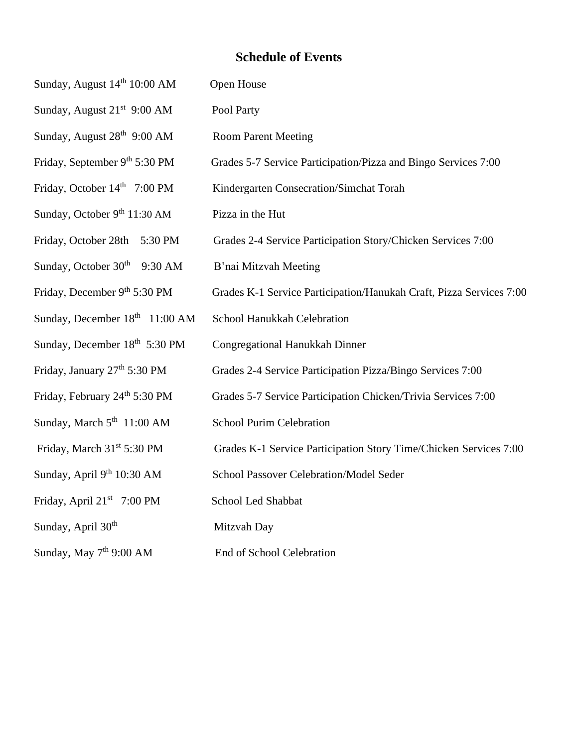## Schedule of Events

| | |
|---|---|
| Sunday, August 14th 10:00 AM | Open House |
| Sunday, August 21st 9:00 AM | Pool Party |
| Sunday, August 28th 9:00 AM | Room Parent Meeting |
| Friday, September 9th 5:30 PM | Grades 5-7 Service Participation/Pizza and Bingo Services 7:00 |
| Friday, October 14th 7:00 PM | Kindergarten Consecration/Simchat Torah |
| Sunday, October 9th 11:30 AM | Pizza in the Hut |
| Friday, October 28th 5:30 PM | Grades 2-4 Service Participation Story/Chicken Services 7:00 |
| Sunday, October 30th 9:30 AM | B'nai Mitzvah Meeting |
| Friday, December 9th 5:30 PM | Grades K-1 Service Participation/Hanukah Craft, Pizza Services 7:00 |
| Sunday, December 18th 11:00 AM | School Hanukkah Celebration |
| Sunday, December 18th 5:30 PM | Congregational Hanukkah Dinner |
| Friday, January 27th 5:30 PM | Grades 2-4 Service Participation Pizza/Bingo Services 7:00 |
| Friday, February 24th 5:30 PM | Grades 5-7 Service Participation Chicken/Trivia Services 7:00 |
| Sunday, March 5th 11:00 AM | School Purim Celebration |
| Friday, March 31st 5:30 PM | Grades K-1 Service Participation Story Time/Chicken Services 7:00 |
| Sunday, April 9th 10:30 AM | School Passover Celebration/Model Seder |
| Friday, April 21st 7:00 PM | School Led Shabbat |
| Sunday, April 30th | Mitzvah Day |
| Sunday, May 7th 9:00 AM | End of School Celebration |